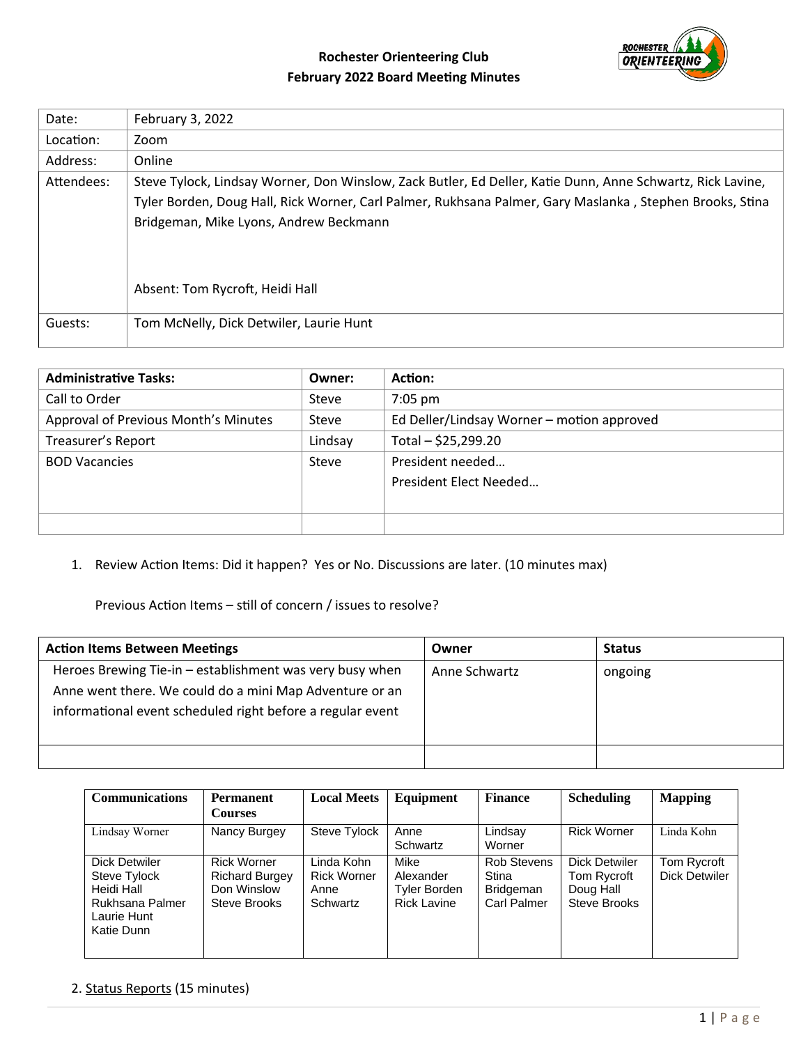# Rochester Orienteering Club
## February 2022 Board Meeting Minutes

| | |
|---|---|
| Date: | February 3, 2022 |
| Location: | Zoom |
| Address: | Online |
| Attendees: | Steve Tylock, Lindsay Worner, Don Winslow, Zack Butler, Ed Deller, Katie Dunn, Anne Schwartz, Rick Lavine, Tyler Borden, Doug Hall, Rick Worner, Carl Palmer, Rukhsana Palmer, Gary Maslanka , Stephen Brooks, Stina Bridgeman, Mike Lyons, Andrew Beckmann<br><br>Absent: Tom Rycroft, Heidi Hall |
| Guests: | Tom McNelly, Dick Detwiler, Laurie Hunt |

| **Administrative Tasks:** | **Owner:** | **Action:** |
|---|---|---|
| Call to Order | Steve | 7:05 pm |
| Approval of Previous Month's Minutes | Steve | Ed Deller/Lindsay Worner – motion approved |
| Treasurer's Report | Lindsay | Total – $25,299.20 |
| BOD Vacancies | Steve | President needed…<br>President Elect Needed… |
| | | |

1. Review Action Items: Did it happen? Yes or No. Discussions are later. (10 minutes max)

   Previous Action Items – still of concern / issues to resolve?

| **Action Items Between Meetings** | **Owner** | **Status** |
|---|---|---|
| Heroes Brewing Tie-in – establishment was very busy when Anne went there. We could do a mini Map Adventure or an informational event scheduled right before a regular event | Anne Schwartz | ongoing |
| | | |

| **Communications** | **Permanent Courses** | **Local Meets** | **Equipment** | **Finance** | **Scheduling** | **Mapping** |
|---|---|---|---|---|---|---|
| Lindsay Worner | Nancy Burgey | Steve Tylock | Anne Schwartz | Lindsay Worner | Rick Worner | Linda Kohn |
| Dick Detwiler<br>Steve Tylock<br>Heidi Hall<br>Rukhsana Palmer<br>Laurie Hunt<br>Katie Dunn | Rick Worner<br>Richard Burgey<br>Don Winslow<br>Steve Brooks | Linda Kohn<br>Rick Worner<br>Anne Schwartz | Mike Alexander<br>Tyler Borden<br>Rick Lavine | Rob Stevens<br>Stina Bridgeman<br>Carl Palmer | Dick Detwiler<br>Tom Rycroft<br>Doug Hall<br>Steve Brooks | Tom Rycroft<br>Dick Detwiler |

2. Status Reports (15 minutes)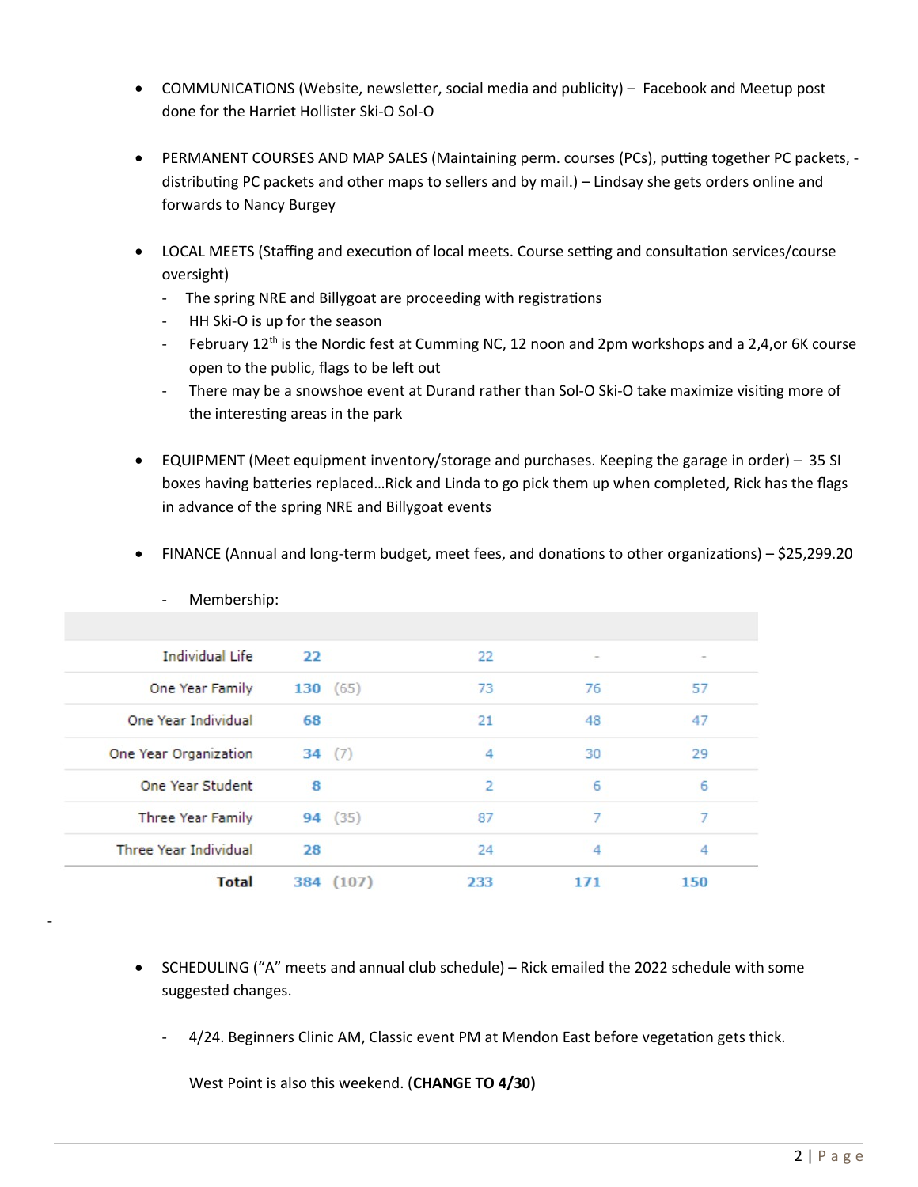- COMMUNICATIONS (Website, newsletter, social media and publicity) – Facebook and Meetup post done for the Harriet Hollister Ski-O Sol-O

- PERMANENT COURSES AND MAP SALES (Maintaining perm. courses (PCs), putting together PC packets, -distributing PC packets and other maps to sellers and by mail.) – Lindsay she gets orders online and forwards to Nancy Burgey

- LOCAL MEETS (Staffing and execution of local meets. Course setting and consultation services/course oversight)
  - The spring NRE and Billygoat are proceeding with registrations
  - HH Ski-O is up for the season
  - February 12th is the Nordic fest at Cumming NC, 12 noon and 2pm workshops and a 2,4,or 6K course open to the public, flags to be left out
  - There may be a snowshoe event at Durand rather than Sol-O Ski-O take maximize visiting more of the interesting areas in the park

- EQUIPMENT (Meet equipment inventory/storage and purchases. Keeping the garage in order) – 35 SI boxes having batteries replaced…Rick and Linda to go pick them up when completed, Rick has the flags in advance of the spring NRE and Billygoat events

- FINANCE (Annual and long-term budget, meet fees, and donations to other organizations) – $25,299.20
  - Membership:

| | | | | |
|---|---|---|---|---|
| Individual Life | 22 | 22 | - | - |
| One Year Family | 130 (65) | 73 | 76 | 57 |
| One Year Individual | 68 | 21 | 48 | 47 |
| One Year Organization | 34 (7) | 4 | 30 | 29 |
| One Year Student | 8 | 2 | 6 | 6 |
| Three Year Family | 94 (35) | 87 | 7 | 7 |
| Three Year Individual | 28 | 24 | 4 | 4 |
| **Total** | **384 (107)** | **233** | **171** | **150** |

-

- SCHEDULING ("A" meets and annual club schedule) – Rick emailed the 2022 schedule with some suggested changes.

  - 4/24. Beginners Clinic AM, Classic event PM at Mendon East before vegetation gets thick.

    West Point is also this weekend. (**CHANGE TO 4/30)**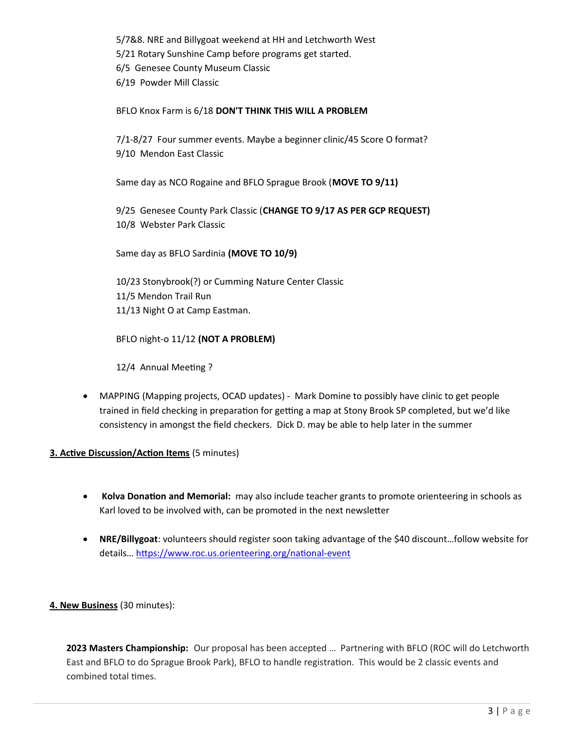5/7&8. NRE and Billygoat weekend at HH and Letchworth West
5/21 Rotary Sunshine Camp before programs get started.
6/5 Genesee County Museum Classic
6/19 Powder Mill Classic

BFLO Knox Farm is 6/18 **DON'T THINK THIS WILL A PROBLEM**

7/1-8/27 Four summer events. Maybe a beginner clinic/45 Score O format?
9/10 Mendon East Classic

Same day as NCO Rogaine and BFLO Sprague Brook (**MOVE TO 9/11)**

9/25 Genesee County Park Classic (**CHANGE TO 9/17 AS PER GCP REQUEST)**
10/8 Webster Park Classic

Same day as BFLO Sardinia **(MOVE TO 10/9)**

10/23 Stonybrook(?) or Cumming Nature Center Classic
11/5 Mendon Trail Run
11/13 Night O at Camp Eastman.

BFLO night-o 11/12 **(NOT A PROBLEM)**

12/4 Annual Meeting ?

- MAPPING (Mapping projects, OCAD updates) - Mark Domine to possibly have clinic to get people trained in field checking in preparation for getting a map at Stony Brook SP completed, but we'd like consistency in amongst the field checkers. Dick D. may be able to help later in the summer

**3. Active Discussion/Action Items** (5 minutes)

- **Kolva Donation and Memorial:** may also include teacher grants to promote orienteering in schools as Karl loved to be involved with, can be promoted in the next newsletter
- **NRE/Billygoat**: volunteers should register soon taking advantage of the $40 discount…follow website for details… https://www.roc.us.orienteering.org/national-event

**4. New Business** (30 minutes):

**2023 Masters Championship:** Our proposal has been accepted … Partnering with BFLO (ROC will do Letchworth East and BFLO to do Sprague Brook Park), BFLO to handle registration. This would be 2 classic events and combined total times.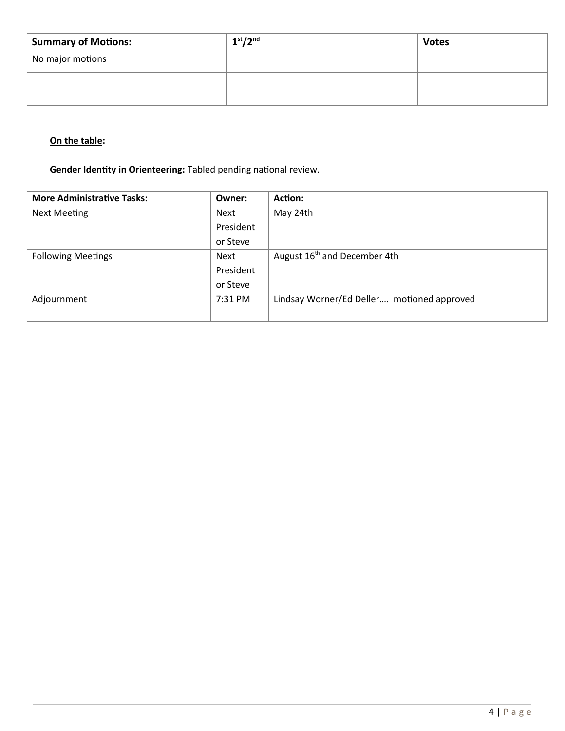| Summary of Motions: | 1st/2nd | Votes |
| --- | --- | --- |
| No major motions | | |
| | | |
| | | |

**On the table:**

**Gender Identity in Orienteering:** Tabled pending national review.

| More Administrative Tasks: | Owner: | Action: |
| --- | --- | --- |
| Next Meeting | Next President or Steve | May 24th |
| Following Meetings | Next President or Steve | August 16th and December 4th |
| Adjournment | 7:31 PM | Lindsay Worner/Ed Deller…. motioned approved |
| | | |